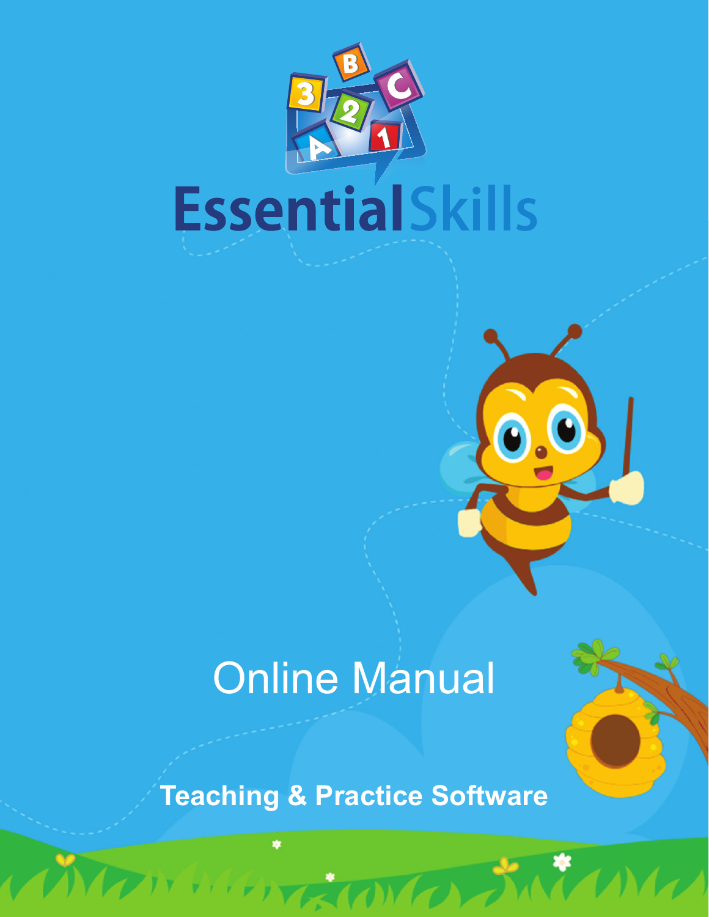# Essential Skills

## Online Manual

**Teaching & Practice Software**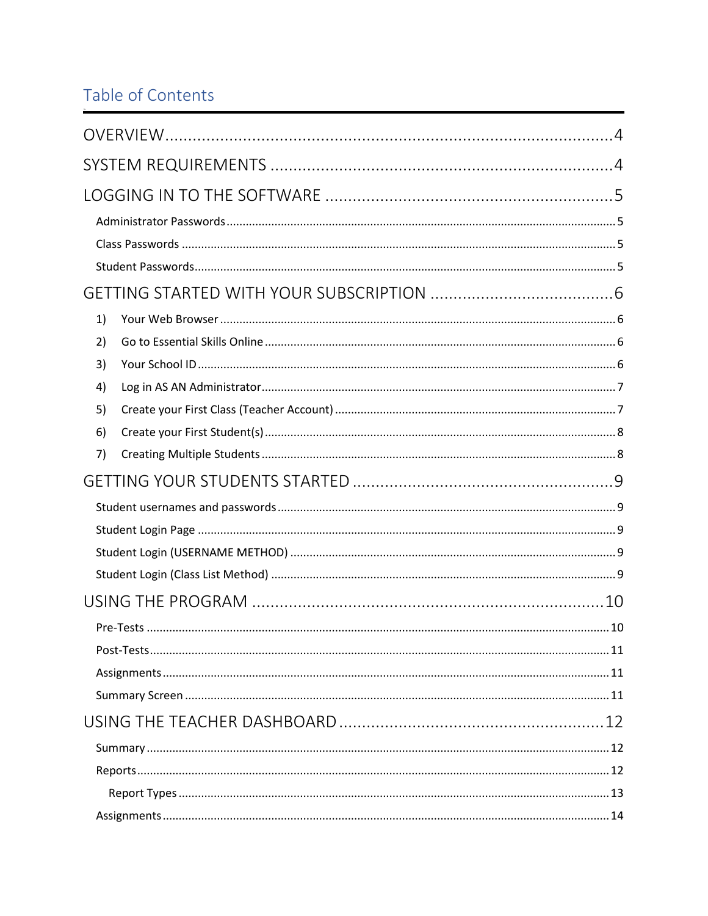# Table of Contents

OVERVIEW ..... 4

SYSTEM REQUIREMENTS ..... 4

LOGGING IN TO THE SOFTWARE ..... 5

- Administrator Passwords ..... 5
- Class Passwords ..... 5
- Student Passwords ..... 5

GETTING STARTED WITH YOUR SUBSCRIPTION ..... 6

1) Your Web Browser ..... 6
2) Go to Essential Skills Online ..... 6
3) Your School ID ..... 6
4) Log in AS AN Administrator ..... 7
5) Create your First Class (Teacher Account) ..... 7
6) Create your First Student(s) ..... 8
7) Creating Multiple Students ..... 8

GETTING YOUR STUDENTS STARTED ..... 9

- Student usernames and passwords ..... 9
- Student Login Page ..... 9
- Student Login (USERNAME METHOD) ..... 9
- Student Login (Class List Method) ..... 9

USING THE PROGRAM ..... 10

- Pre-Tests ..... 10
- Post-Tests ..... 11
- Assignments ..... 11
- Summary Screen ..... 11

USING THE TEACHER DASHBOARD ..... 12

- Summary ..... 12
- Reports ..... 12
  - Report Types ..... 13
- Assignments ..... 14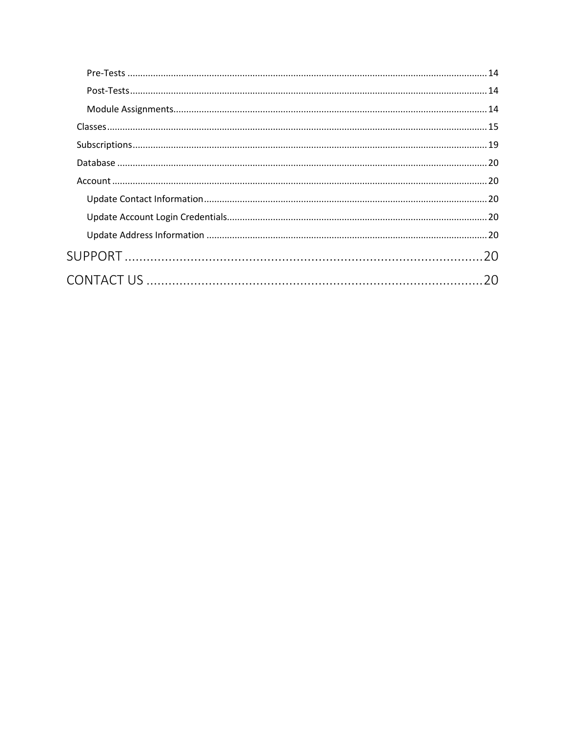- Pre-Tests ............................................................................................................................ 14
- Post-Tests ............................................................................................................................ 14
- Module Assignments ............................................................................................................ 14

Classes ............................................................................................................................ 15

Subscriptions ............................................................................................................................ 19

Database ............................................................................................................................ 20

Account ............................................................................................................................ 20

- Update Contact Information ............................................................................................................ 20
- Update Account Login Credentials ............................................................................................................ 20
- Update Address Information ............................................................................................................ 20

SUPPORT ............................................................................................ 20

CONTACT US ............................................................................................ 20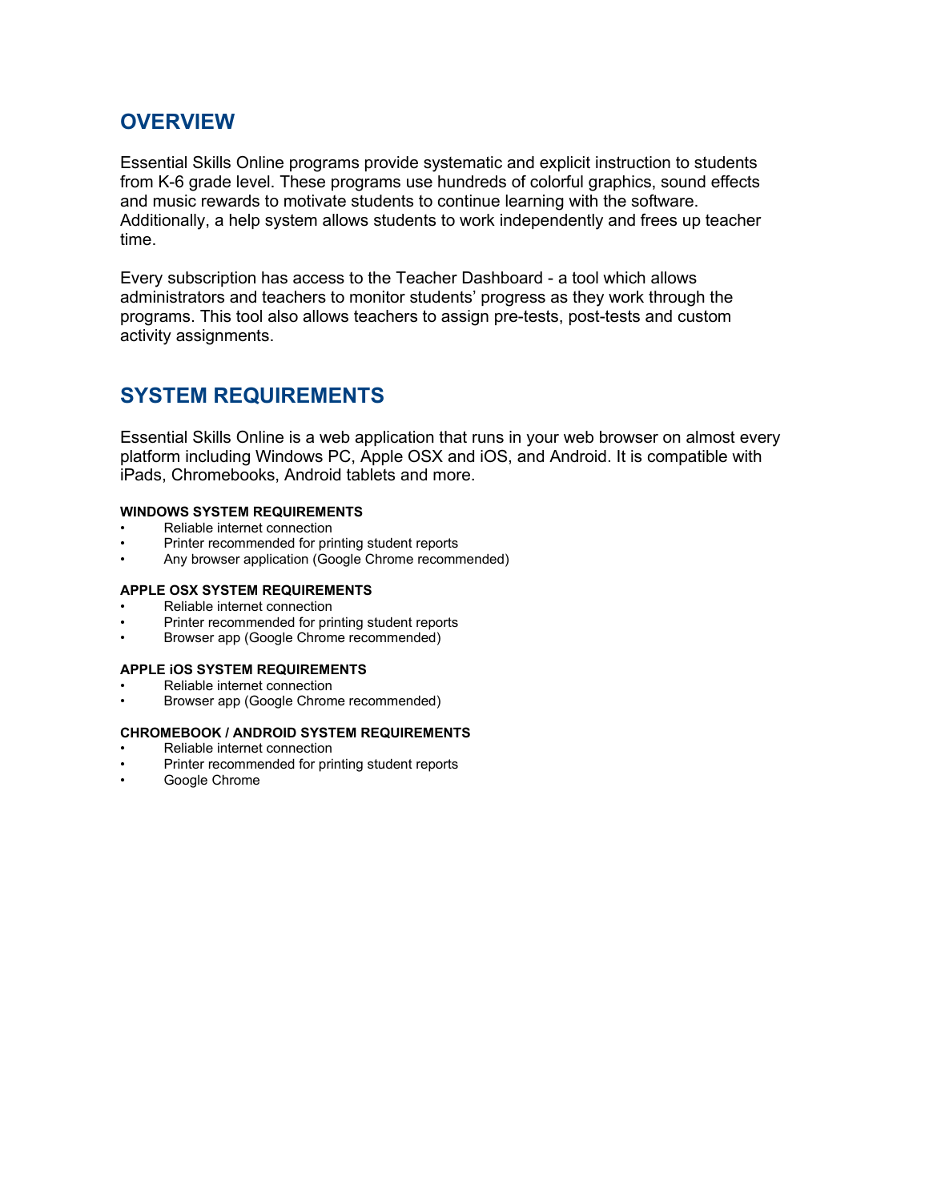## OVERVIEW

Essential Skills Online programs provide systematic and explicit instruction to students from K-6 grade level. These programs use hundreds of colorful graphics, sound effects and music rewards to motivate students to continue learning with the software. Additionally, a help system allows students to work independently and frees up teacher time.

Every subscription has access to the Teacher Dashboard - a tool which allows administrators and teachers to monitor students' progress as they work through the programs. This tool also allows teachers to assign pre-tests, post-tests and custom activity assignments.

## SYSTEM REQUIREMENTS

Essential Skills Online is a web application that runs in your web browser on almost every platform including Windows PC, Apple OSX and iOS, and Android. It is compatible with iPads, Chromebooks, Android tablets and more.

#### WINDOWS SYSTEM REQUIREMENTS

- Reliable internet connection
- Printer recommended for printing student reports
- Any browser application (Google Chrome recommended)

#### APPLE OSX SYSTEM REQUIREMENTS

- Reliable internet connection
- Printer recommended for printing student reports
- Browser app (Google Chrome recommended)

#### APPLE iOS SYSTEM REQUIREMENTS

- Reliable internet connection
- Browser app (Google Chrome recommended)

#### CHROMEBOOK / ANDROID SYSTEM REQUIREMENTS

- Reliable internet connection
- Printer recommended for printing student reports
- Google Chrome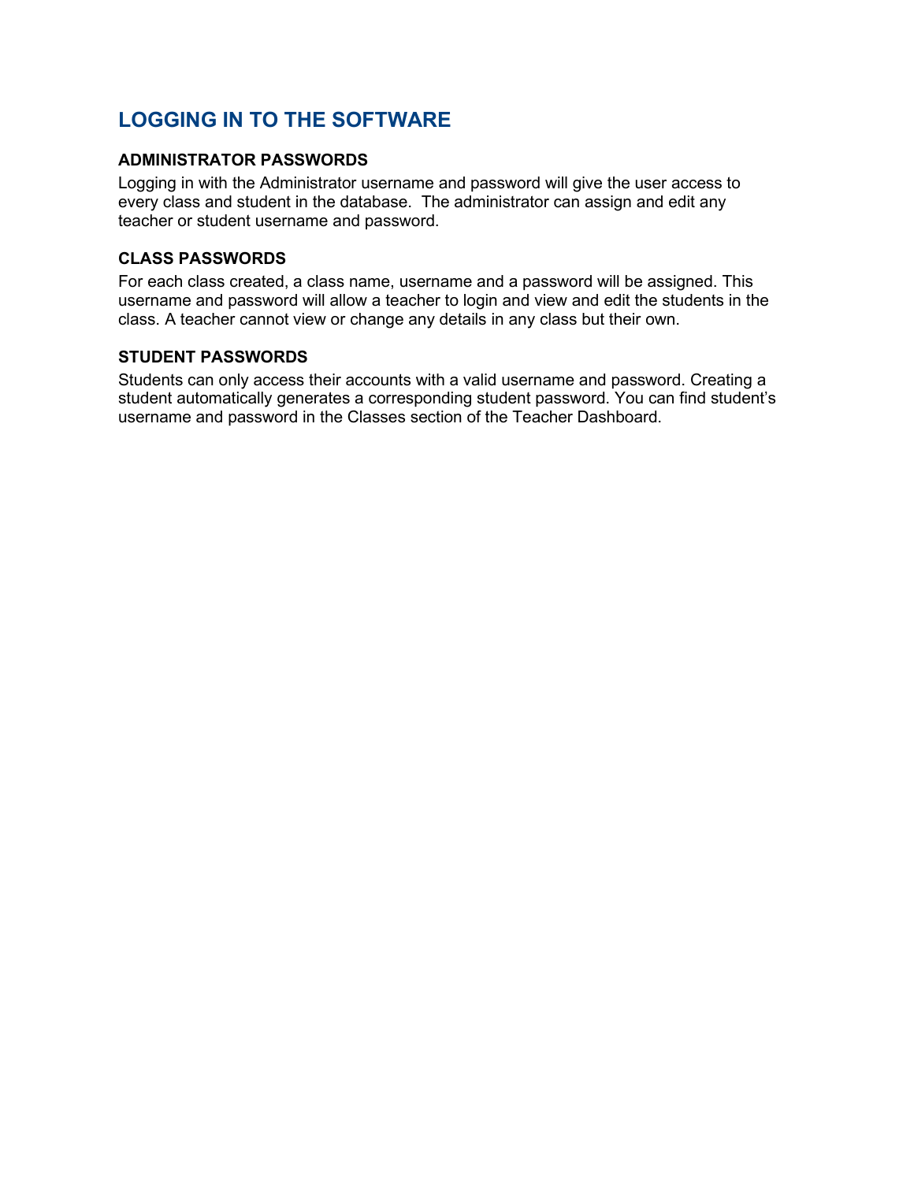# LOGGING IN TO THE SOFTWARE

### ADMINISTRATOR PASSWORDS

Logging in with the Administrator username and password will give the user access to every class and student in the database. The administrator can assign and edit any teacher or student username and password.

### CLASS PASSWORDS

For each class created, a class name, username and a password will be assigned. This username and password will allow a teacher to login and view and edit the students in the class. A teacher cannot view or change any details in any class but their own.

### STUDENT PASSWORDS

Students can only access their accounts with a valid username and password. Creating a student automatically generates a corresponding student password. You can find student's username and password in the Classes section of the Teacher Dashboard.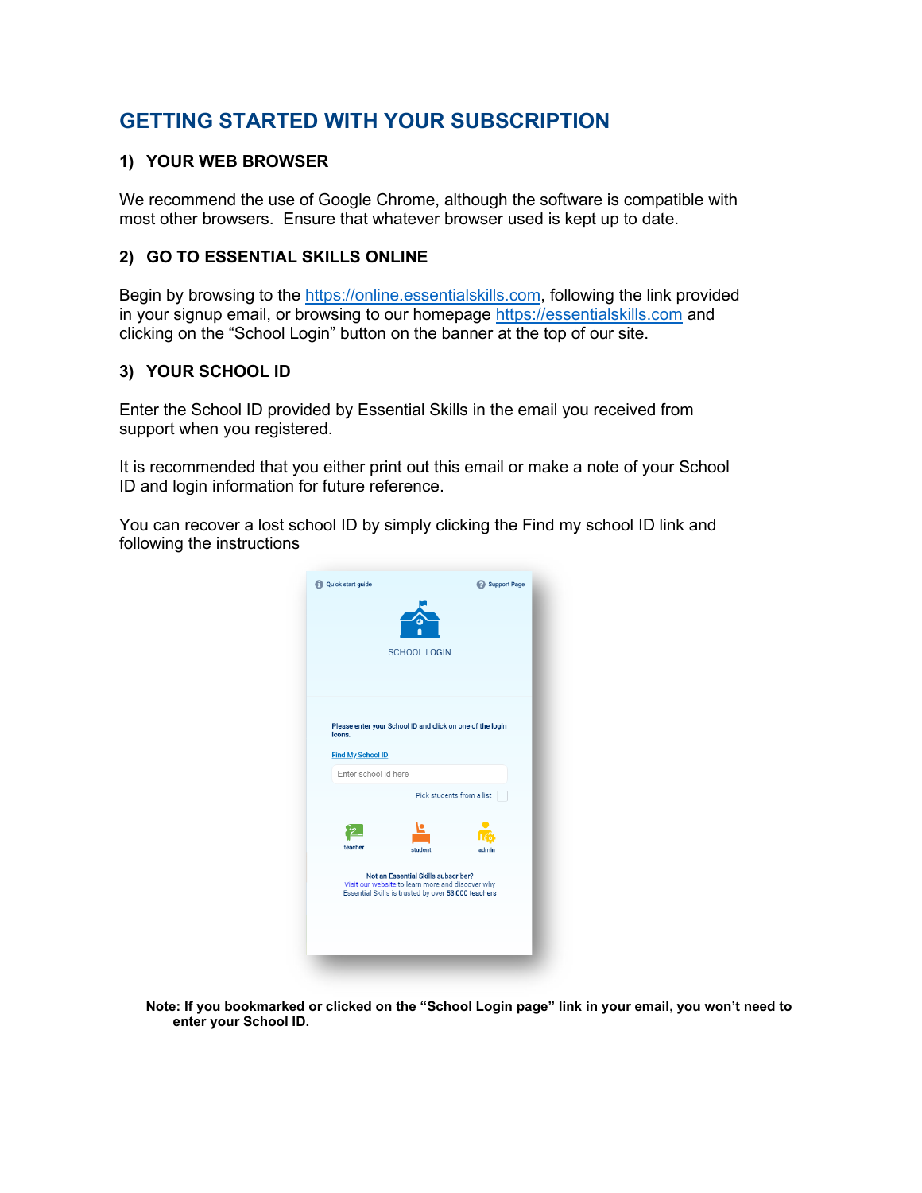# GETTING STARTED WITH YOUR SUBSCRIPTION

## 1) YOUR WEB BROWSER

We recommend the use of Google Chrome, although the software is compatible with most other browsers. Ensure that whatever browser used is kept up to date.

## 2) GO TO ESSENTIAL SKILLS ONLINE

Begin by browsing to the https://online.essentialskills.com, following the link provided in your signup email, or browsing to our homepage https://essentialskills.com and clicking on the "School Login" button on the banner at the top of our site.

## 3) YOUR SCHOOL ID

Enter the School ID provided by Essential Skills in the email you received from support when you registered.

It is recommended that you either print out this email or make a note of your School ID and login information for future reference.

You can recover a lost school ID by simply clicking the Find my school ID link and following the instructions

**Note: If you bookmarked or clicked on the "School Login page" link in your email, you won't need to enter your School ID.**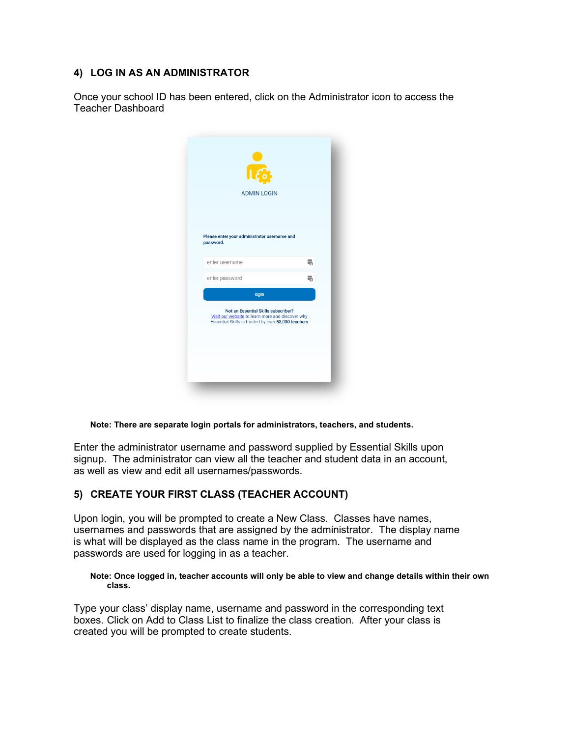## 4) LOG IN AS AN ADMINISTRATOR

Once your school ID has been entered, click on the Administrator icon to access the Teacher Dashboard

ADMIN LOGIN

Please enter your administrator username and password.

enter username

enter password

login

Not an Essential Skills subscriber?
Visit our website to learn more and discover why Essential Skills is trusted by over 53,000 teachers

**Note: There are separate login portals for administrators, teachers, and students.**

Enter the administrator username and password supplied by Essential Skills upon signup. The administrator can view all the teacher and student data in an account, as well as view and edit all usernames/passwords.

## 5) CREATE YOUR FIRST CLASS (TEACHER ACCOUNT)

Upon login, you will be prompted to create a New Class. Classes have names, usernames and passwords that are assigned by the administrator. The display name is what will be displayed as the class name in the program. The username and passwords are used for logging in as a teacher.

**Note: Once logged in, teacher accounts will only be able to view and change details within their own class.**

Type your class' display name, username and password in the corresponding text boxes. Click on Add to Class List to finalize the class creation. After your class is created you will be prompted to create students.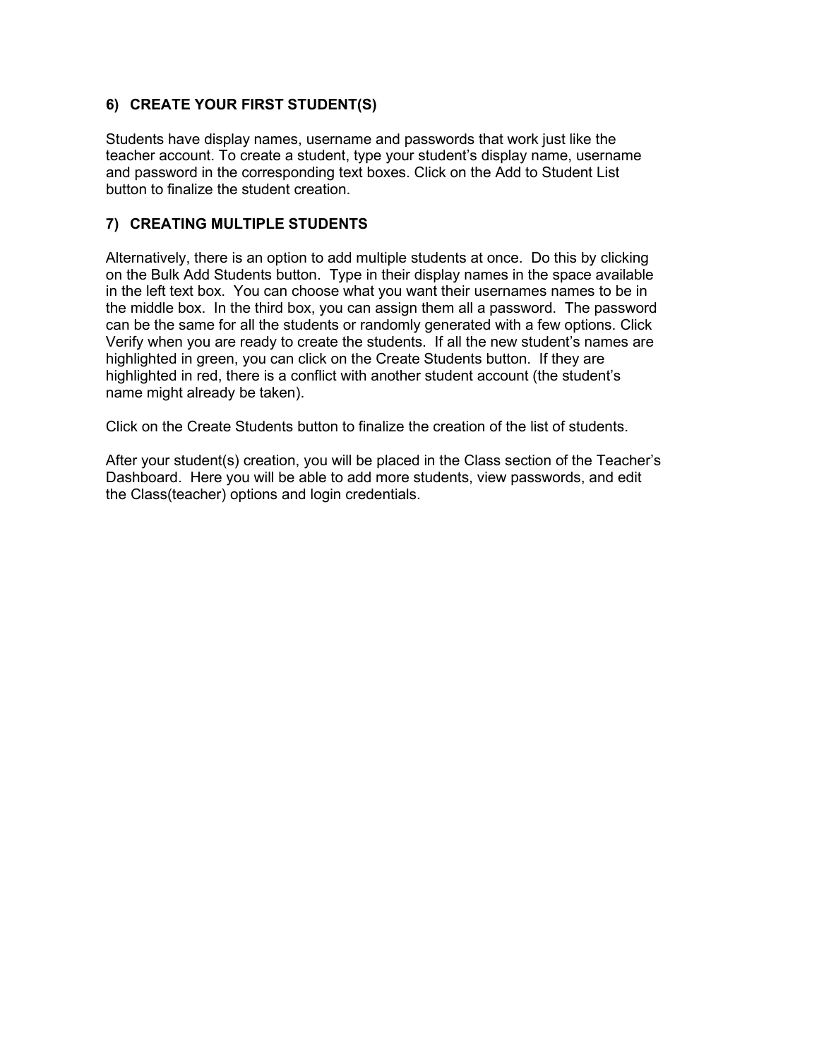## 6) CREATE YOUR FIRST STUDENT(S)

Students have display names, username and passwords that work just like the teacher account. To create a student, type your student's display name, username and password in the corresponding text boxes. Click on the Add to Student List button to finalize the student creation.

## 7) CREATING MULTIPLE STUDENTS

Alternatively, there is an option to add multiple students at once. Do this by clicking on the Bulk Add Students button. Type in their display names in the space available in the left text box. You can choose what you want their usernames names to be in the middle box. In the third box, you can assign them all a password. The password can be the same for all the students or randomly generated with a few options. Click Verify when you are ready to create the students. If all the new student's names are highlighted in green, you can click on the Create Students button. If they are highlighted in red, there is a conflict with another student account (the student's name might already be taken).

Click on the Create Students button to finalize the creation of the list of students.

After your student(s) creation, you will be placed in the Class section of the Teacher's Dashboard. Here you will be able to add more students, view passwords, and edit the Class(teacher) options and login credentials.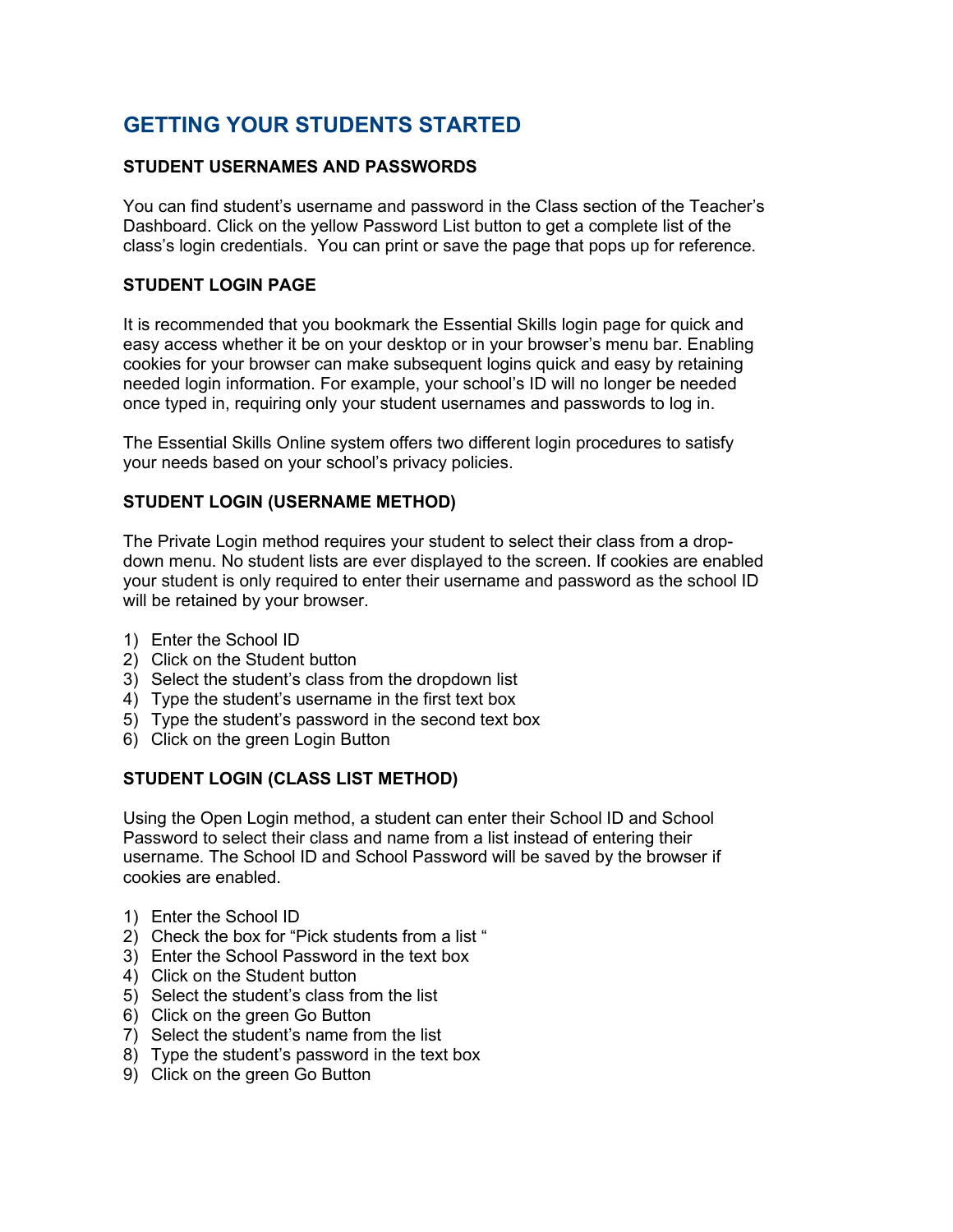# GETTING YOUR STUDENTS STARTED

### STUDENT USERNAMES AND PASSWORDS

You can find student's username and password in the Class section of the Teacher's Dashboard. Click on the yellow Password List button to get a complete list of the class's login credentials. You can print or save the page that pops up for reference.

### STUDENT LOGIN PAGE

It is recommended that you bookmark the Essential Skills login page for quick and easy access whether it be on your desktop or in your browser's menu bar. Enabling cookies for your browser can make subsequent logins quick and easy by retaining needed login information. For example, your school's ID will no longer be needed once typed in, requiring only your student usernames and passwords to log in.

The Essential Skills Online system offers two different login procedures to satisfy your needs based on your school's privacy policies.

### STUDENT LOGIN (USERNAME METHOD)

The Private Login method requires your student to select their class from a drop-down menu. No student lists are ever displayed to the screen. If cookies are enabled your student is only required to enter their username and password as the school ID will be retained by your browser.

1) Enter the School ID
2) Click on the Student button
3) Select the student's class from the dropdown list
4) Type the student's username in the first text box
5) Type the student's password in the second text box
6) Click on the green Login Button

### STUDENT LOGIN (CLASS LIST METHOD)

Using the Open Login method, a student can enter their School ID and School Password to select their class and name from a list instead of entering their username. The School ID and School Password will be saved by the browser if cookies are enabled.

1) Enter the School ID
2) Check the box for "Pick students from a list "
3) Enter the School Password in the text box
4) Click on the Student button
5) Select the student's class from the list
6) Click on the green Go Button
7) Select the student's name from the list
8) Type the student's password in the text box
9) Click on the green Go Button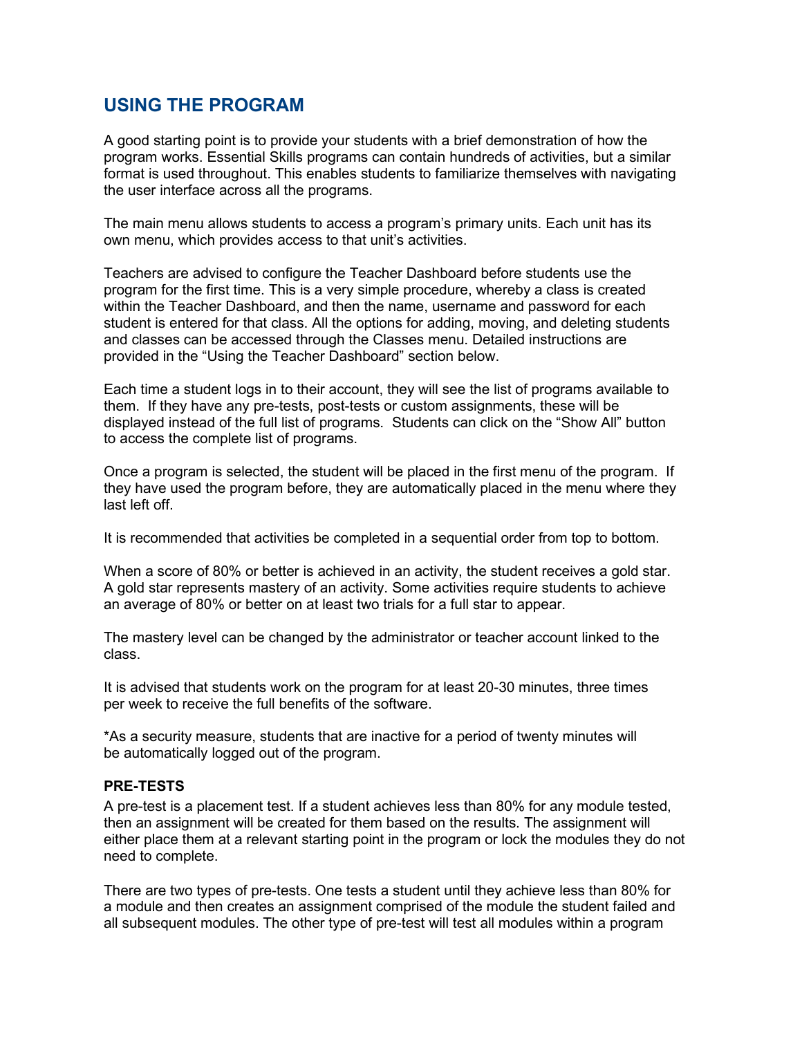## USING THE PROGRAM

A good starting point is to provide your students with a brief demonstration of how the program works. Essential Skills programs can contain hundreds of activities, but a similar format is used throughout. This enables students to familiarize themselves with navigating the user interface across all the programs.

The main menu allows students to access a program's primary units. Each unit has its own menu, which provides access to that unit's activities.

Teachers are advised to configure the Teacher Dashboard before students use the program for the first time. This is a very simple procedure, whereby a class is created within the Teacher Dashboard, and then the name, username and password for each student is entered for that class. All the options for adding, moving, and deleting students and classes can be accessed through the Classes menu. Detailed instructions are provided in the "Using the Teacher Dashboard" section below.

Each time a student logs in to their account, they will see the list of programs available to them. If they have any pre-tests, post-tests or custom assignments, these will be displayed instead of the full list of programs. Students can click on the "Show All" button to access the complete list of programs.

Once a program is selected, the student will be placed in the first menu of the program. If they have used the program before, they are automatically placed in the menu where they last left off.

It is recommended that activities be completed in a sequential order from top to bottom.

When a score of 80% or better is achieved in an activity, the student receives a gold star. A gold star represents mastery of an activity. Some activities require students to achieve an average of 80% or better on at least two trials for a full star to appear.

The mastery level can be changed by the administrator or teacher account linked to the class.

It is advised that students work on the program for at least 20-30 minutes, three times per week to receive the full benefits of the software.

*As a security measure, students that are inactive for a period of twenty minutes will be automatically logged out of the program.

### PRE-TESTS

A pre-test is a placement test. If a student achieves less than 80% for any module tested, then an assignment will be created for them based on the results. The assignment will either place them at a relevant starting point in the program or lock the modules they do not need to complete.

There are two types of pre-tests. One tests a student until they achieve less than 80% for a module and then creates an assignment comprised of the module the student failed and all subsequent modules. The other type of pre-test will test all modules within a program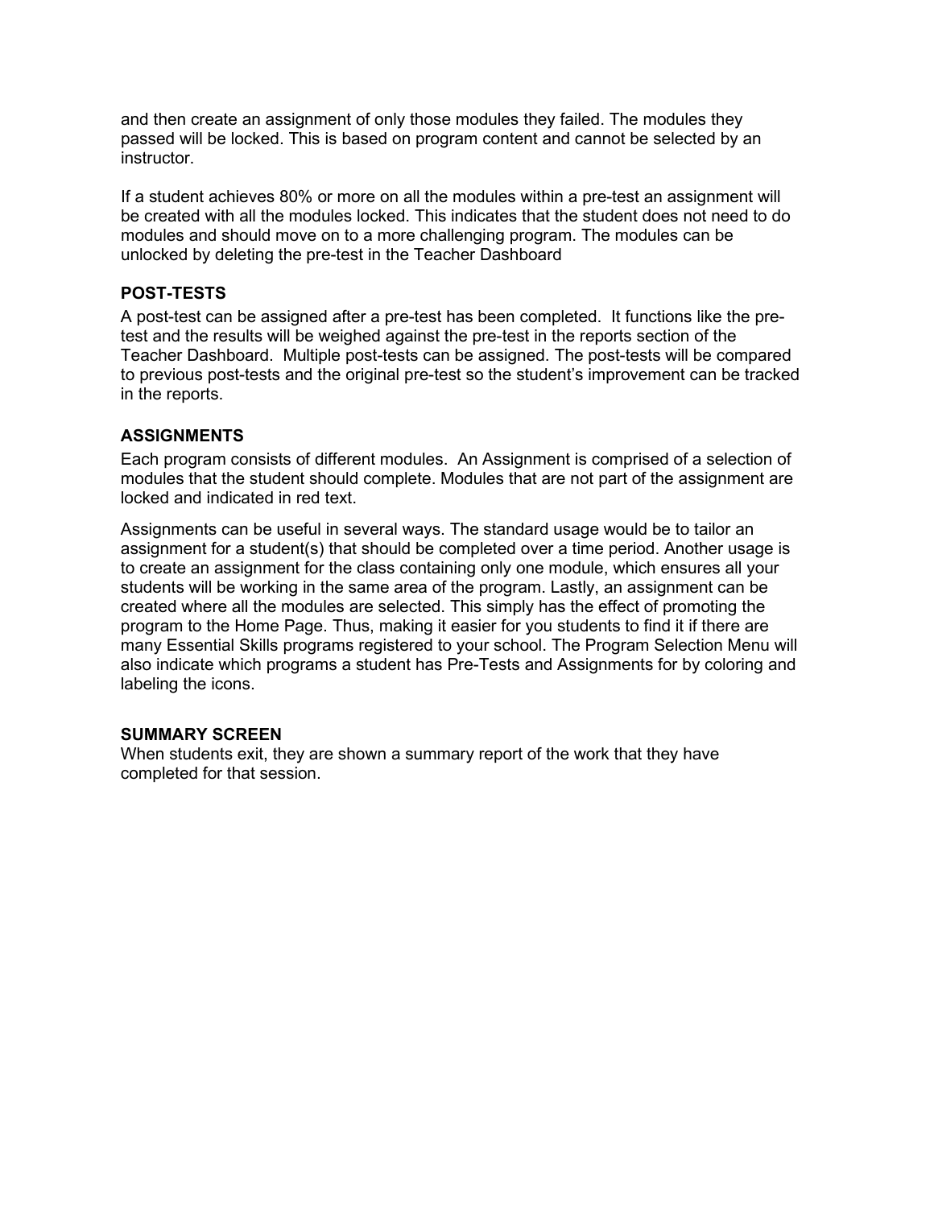and then create an assignment of only those modules they failed. The modules they passed will be locked. This is based on program content and cannot be selected by an instructor.

If a student achieves 80% or more on all the modules within a pre-test an assignment will be created with all the modules locked. This indicates that the student does not need to do modules and should move on to a more challenging program. The modules can be unlocked by deleting the pre-test in the Teacher Dashboard

**POST-TESTS**

A post-test can be assigned after a pre-test has been completed. It functions like the pre-test and the results will be weighed against the pre-test in the reports section of the Teacher Dashboard. Multiple post-tests can be assigned. The post-tests will be compared to previous post-tests and the original pre-test so the student's improvement can be tracked in the reports.

**ASSIGNMENTS**

Each program consists of different modules. An Assignment is comprised of a selection of modules that the student should complete. Modules that are not part of the assignment are locked and indicated in red text.

Assignments can be useful in several ways. The standard usage would be to tailor an assignment for a student(s) that should be completed over a time period. Another usage is to create an assignment for the class containing only one module, which ensures all your students will be working in the same area of the program. Lastly, an assignment can be created where all the modules are selected. This simply has the effect of promoting the program to the Home Page. Thus, making it easier for you students to find it if there are many Essential Skills programs registered to your school. The Program Selection Menu will also indicate which programs a student has Pre-Tests and Assignments for by coloring and labeling the icons.

**SUMMARY SCREEN**

When students exit, they are shown a summary report of the work that they have completed for that session.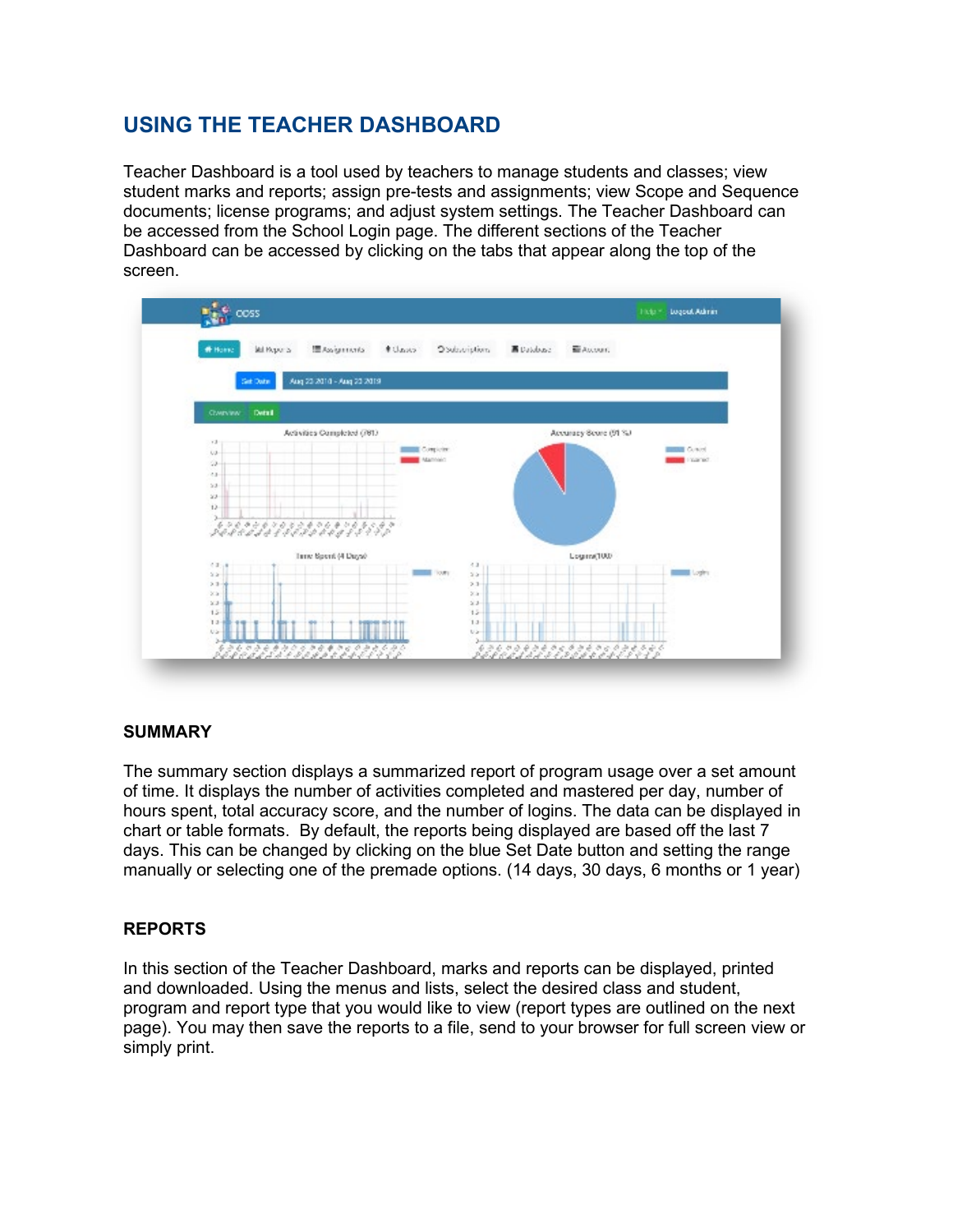## USING THE TEACHER DASHBOARD

Teacher Dashboard is a tool used by teachers to manage students and classes; view student marks and reports; assign pre-tests and assignments; view Scope and Sequence documents; license programs; and adjust system settings. The Teacher Dashboard can be accessed from the School Login page. The different sections of the Teacher Dashboard can be accessed by clicking on the tabs that appear along the top of the screen.

### SUMMARY

The summary section displays a summarized report of program usage over a set amount of time. It displays the number of activities completed and mastered per day, number of hours spent, total accuracy score, and the number of logins. The data can be displayed in chart or table formats. By default, the reports being displayed are based off the last 7 days. This can be changed by clicking on the blue Set Date button and setting the range manually or selecting one of the premade options. (14 days, 30 days, 6 months or 1 year)

### REPORTS

In this section of the Teacher Dashboard, marks and reports can be displayed, printed and downloaded. Using the menus and lists, select the desired class and student, program and report type that you would like to view (report types are outlined on the next page). You may then save the reports to a file, send to your browser for full screen view or simply print.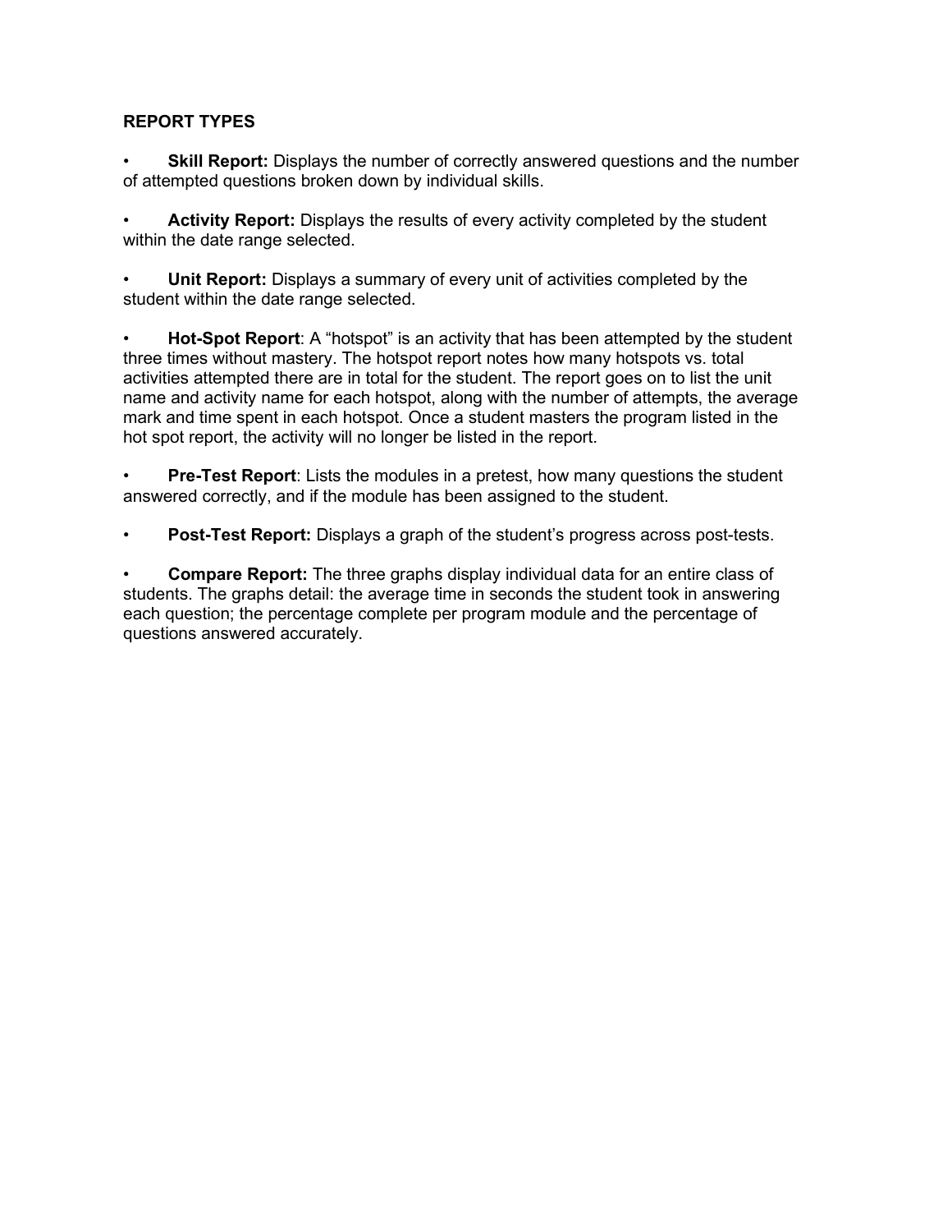**REPORT TYPES**

- **Skill Report:** Displays the number of correctly answered questions and the number of attempted questions broken down by individual skills.

- **Activity Report:** Displays the results of every activity completed by the student within the date range selected.

- **Unit Report:** Displays a summary of every unit of activities completed by the student within the date range selected.

- **Hot-Spot Report**: A "hotspot" is an activity that has been attempted by the student three times without mastery. The hotspot report notes how many hotspots vs. total activities attempted there are in total for the student. The report goes on to list the unit name and activity name for each hotspot, along with the number of attempts, the average mark and time spent in each hotspot. Once a student masters the program listed in the hot spot report, the activity will no longer be listed in the report.

- **Pre-Test Report**: Lists the modules in a pretest, how many questions the student answered correctly, and if the module has been assigned to the student.

- **Post-Test Report:** Displays a graph of the student's progress across post-tests.

- **Compare Report:** The three graphs display individual data for an entire class of students. The graphs detail: the average time in seconds the student took in answering each question; the percentage complete per program module and the percentage of questions answered accurately.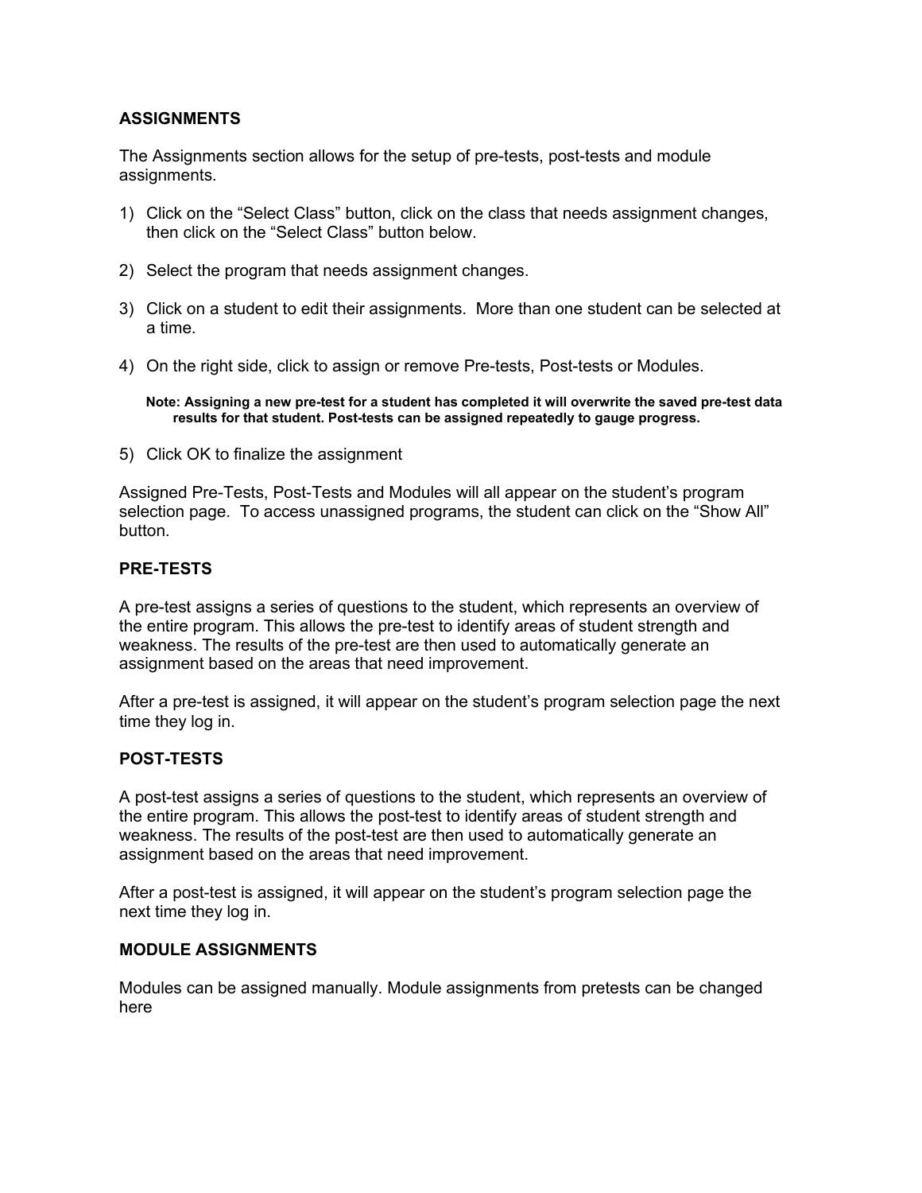## ASSIGNMENTS

The Assignments section allows for the setup of pre-tests, post-tests and module assignments.

1) Click on the “Select Class” button, click on the class that needs assignment changes, then click on the “Select Class” button below.

2) Select the program that needs assignment changes.

3) Click on a student to edit their assignments. More than one student can be selected at a time.

4) On the right side, click to assign or remove Pre-tests, Post-tests or Modules.

   **Note: Assigning a new pre-test for a student has completed it will overwrite the saved pre-test data results for that student. Post-tests can be assigned repeatedly to gauge progress.**

5) Click OK to finalize the assignment

Assigned Pre-Tests, Post-Tests and Modules will all appear on the student’s program selection page. To access unassigned programs, the student can click on the “Show All” button.

## PRE-TESTS

A pre-test assigns a series of questions to the student, which represents an overview of the entire program. This allows the pre-test to identify areas of student strength and weakness. The results of the pre-test are then used to automatically generate an assignment based on the areas that need improvement.

After a pre-test is assigned, it will appear on the student’s program selection page the next time they log in.

## POST-TESTS

A post-test assigns a series of questions to the student, which represents an overview of the entire program. This allows the post-test to identify areas of student strength and weakness. The results of the post-test are then used to automatically generate an assignment based on the areas that need improvement.

After a post-test is assigned, it will appear on the student’s program selection page the next time they log in.

## MODULE ASSIGNMENTS

Modules can be assigned manually. Module assignments from pretests can be changed here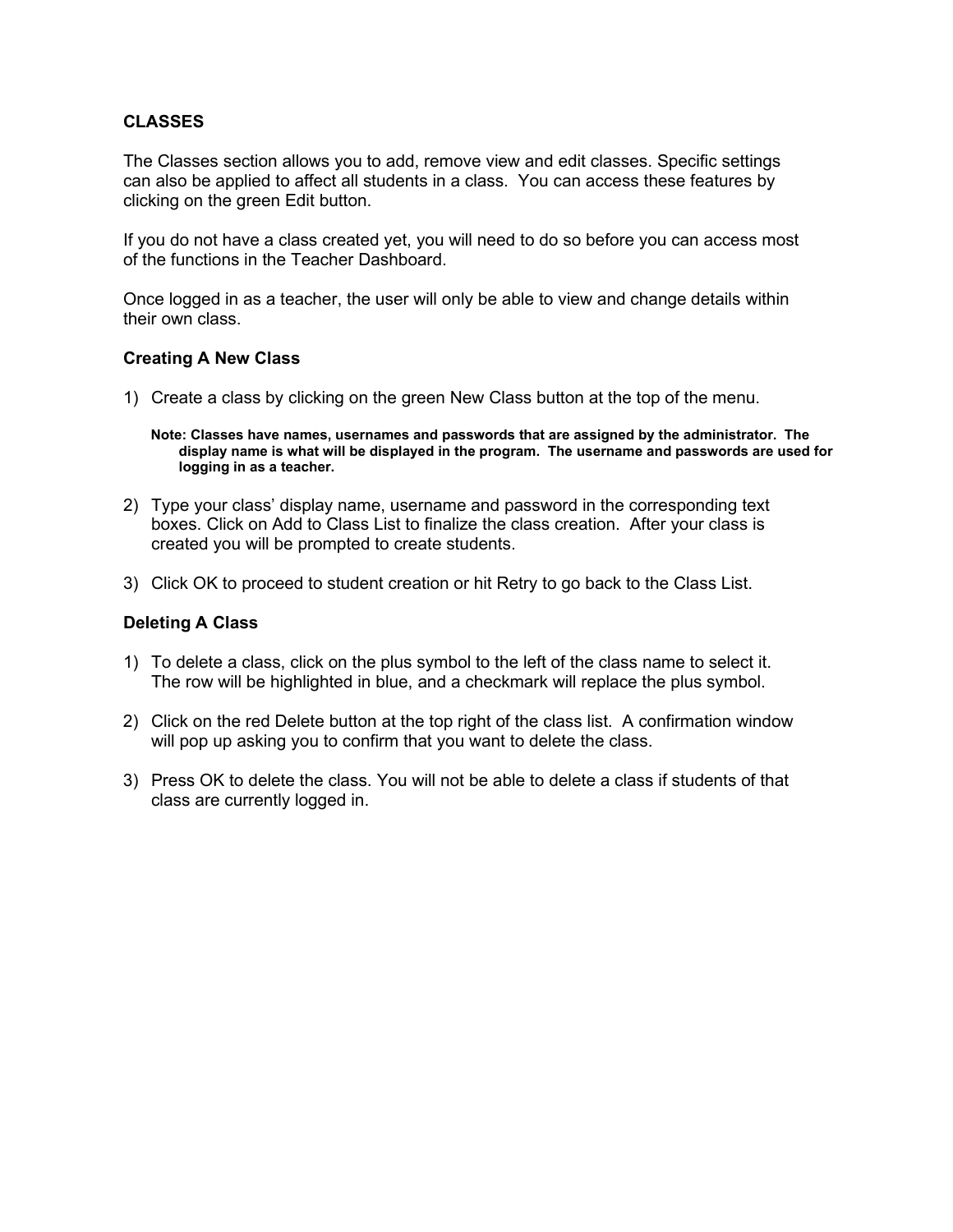## CLASSES

The Classes section allows you to add, remove view and edit classes. Specific settings can also be applied to affect all students in a class. You can access these features by clicking on the green Edit button.

If you do not have a class created yet, you will need to do so before you can access most of the functions in the Teacher Dashboard.

Once logged in as a teacher, the user will only be able to view and change details within their own class.

### Creating A New Class

1) Create a class by clicking on the green New Class button at the top of the menu.

   **Note: Classes have names, usernames and passwords that are assigned by the administrator. The display name is what will be displayed in the program. The username and passwords are used for logging in as a teacher.**

2) Type your class' display name, username and password in the corresponding text boxes. Click on Add to Class List to finalize the class creation. After your class is created you will be prompted to create students.

3) Click OK to proceed to student creation or hit Retry to go back to the Class List.

### Deleting A Class

1) To delete a class, click on the plus symbol to the left of the class name to select it. The row will be highlighted in blue, and a checkmark will replace the plus symbol.

2) Click on the red Delete button at the top right of the class list. A confirmation window will pop up asking you to confirm that you want to delete the class.

3) Press OK to delete the class. You will not be able to delete a class if students of that class are currently logged in.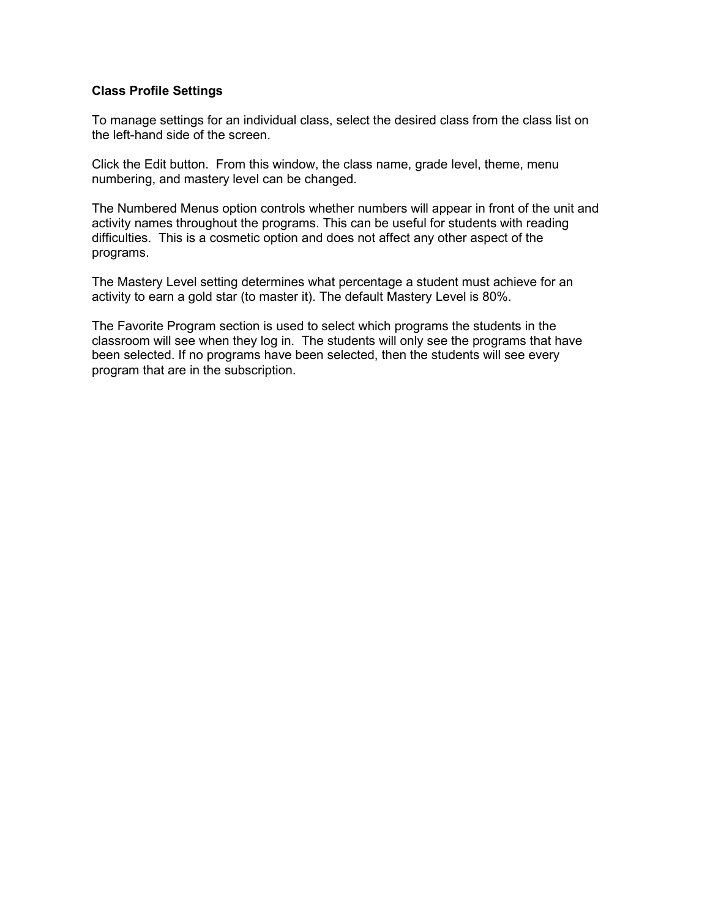**Class Profile Settings**

To manage settings for an individual class, select the desired class from the class list on the left-hand side of the screen.

Click the Edit button. From this window, the class name, grade level, theme, menu numbering, and mastery level can be changed.

The Numbered Menus option controls whether numbers will appear in front of the unit and activity names throughout the programs. This can be useful for students with reading difficulties. This is a cosmetic option and does not affect any other aspect of the programs.

The Mastery Level setting determines what percentage a student must achieve for an activity to earn a gold star (to master it). The default Mastery Level is 80%.

The Favorite Program section is used to select which programs the students in the classroom will see when they log in. The students will only see the programs that have been selected. If no programs have been selected, then the students will see every program that are in the subscription.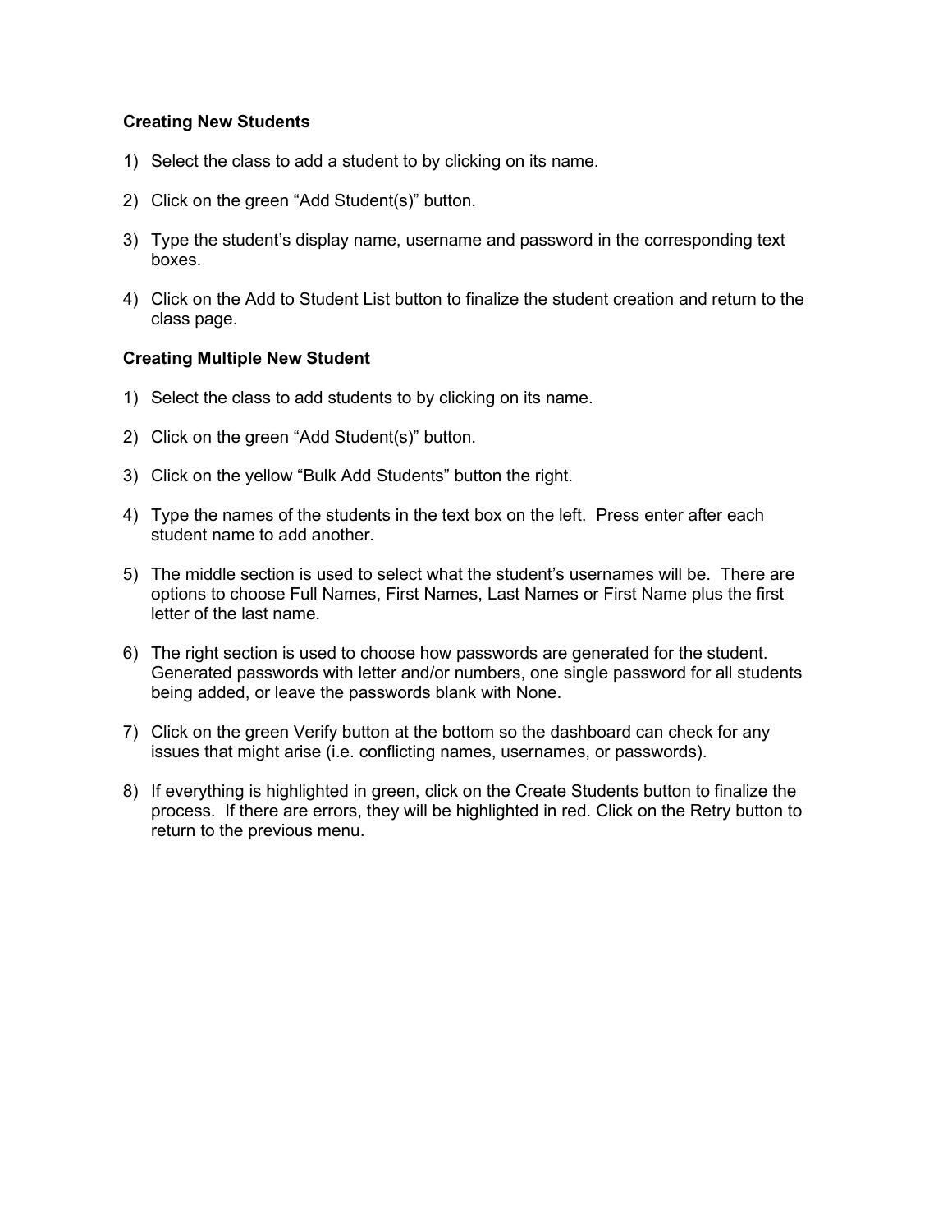**Creating New Students**

1) Select the class to add a student to by clicking on its name.

2) Click on the green “Add Student(s)” button.

3) Type the student’s display name, username and password in the corresponding text boxes.

4) Click on the Add to Student List button to finalize the student creation and return to the class page.

**Creating Multiple New Student**

1) Select the class to add students to by clicking on its name.

2) Click on the green “Add Student(s)” button.

3) Click on the yellow “Bulk Add Students” button the right.

4) Type the names of the students in the text box on the left. Press enter after each student name to add another.

5) The middle section is used to select what the student’s usernames will be. There are options to choose Full Names, First Names, Last Names or First Name plus the first letter of the last name.

6) The right section is used to choose how passwords are generated for the student. Generated passwords with letter and/or numbers, one single password for all students being added, or leave the passwords blank with None.

7) Click on the green Verify button at the bottom so the dashboard can check for any issues that might arise (i.e. conflicting names, usernames, or passwords).

8) If everything is highlighted in green, click on the Create Students button to finalize the process. If there are errors, they will be highlighted in red. Click on the Retry button to return to the previous menu.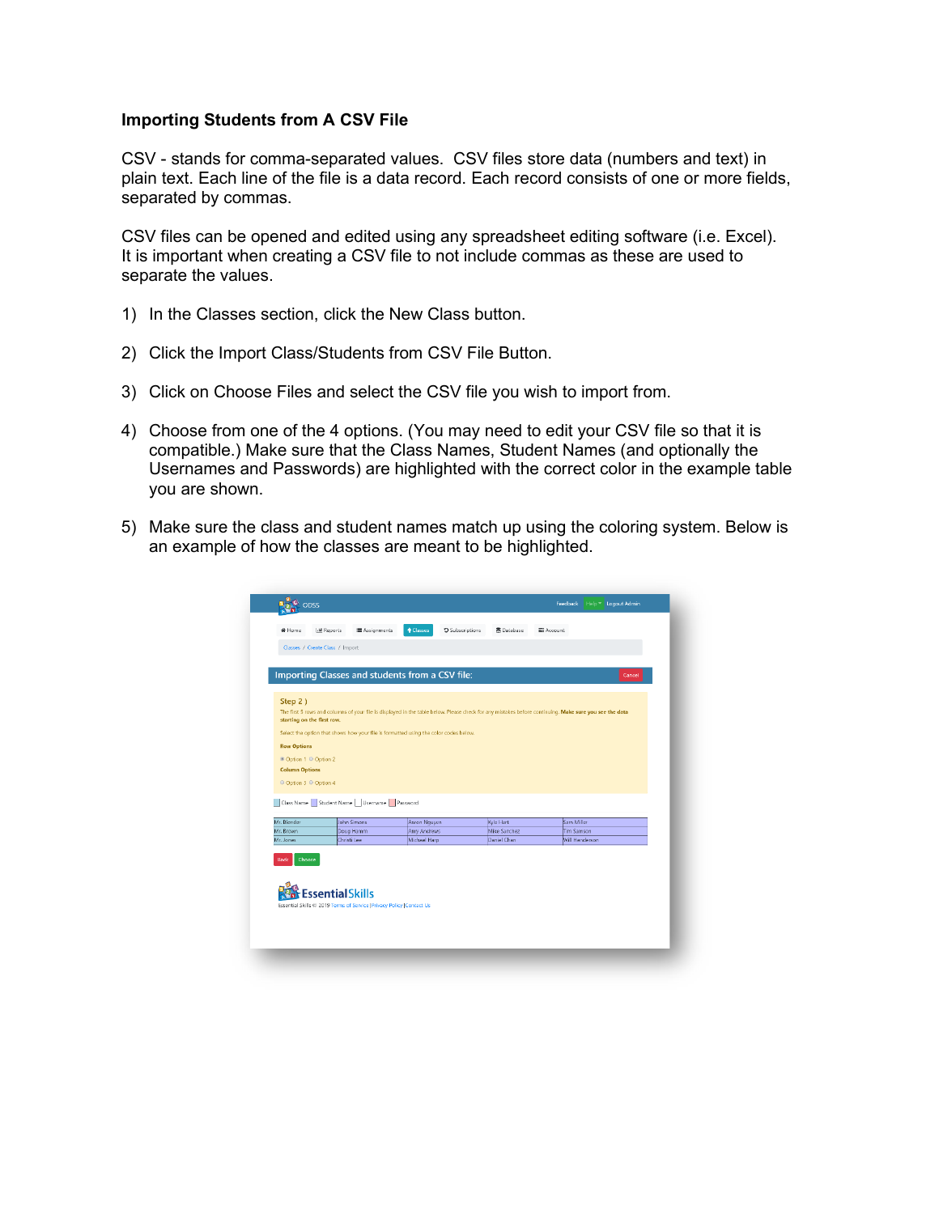**Importing Students from A CSV File**

CSV - stands for comma-separated values. CSV files store data (numbers and text) in plain text. Each line of the file is a data record. Each record consists of one or more fields, separated by commas.

CSV files can be opened and edited using any spreadsheet editing software (i.e. Excel). It is important when creating a CSV file to not include commas as these are used to separate the values.

1) In the Classes section, click the New Class button.

2) Click the Import Class/Students from CSV File Button.

3) Click on Choose Files and select the CSV file you wish to import from.

4) Choose from one of the 4 options. (You may need to edit your CSV file so that it is compatible.) Make sure that the Class Names, Student Names (and optionally the Usernames and Passwords) are highlighted with the correct color in the example table you are shown.

5) Make sure the class and student names match up using the coloring system. Below is an example of how the classes are meant to be highlighted.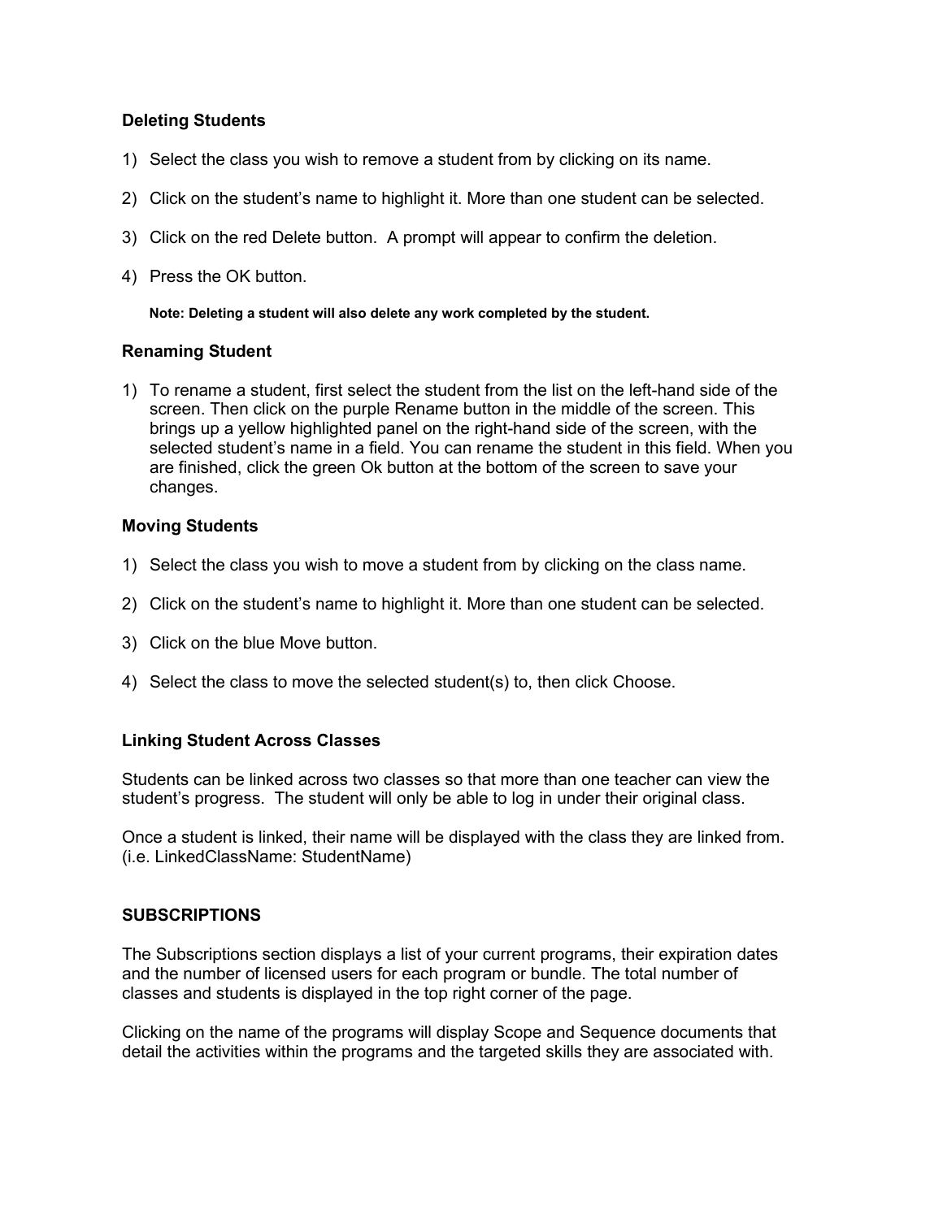### Deleting Students

1) Select the class you wish to remove a student from by clicking on its name.
2) Click on the student's name to highlight it. More than one student can be selected.
3) Click on the red Delete button. A prompt will appear to confirm the deletion.
4) Press the OK button.

**Note: Deleting a student will also delete any work completed by the student.**

### Renaming Student

1) To rename a student, first select the student from the list on the left-hand side of the screen. Then click on the purple Rename button in the middle of the screen. This brings up a yellow highlighted panel on the right-hand side of the screen, with the selected student's name in a field. You can rename the student in this field. When you are finished, click the green Ok button at the bottom of the screen to save your changes.

### Moving Students

1) Select the class you wish to move a student from by clicking on the class name.
2) Click on the student's name to highlight it. More than one student can be selected.
3) Click on the blue Move button.
4) Select the class to move the selected student(s) to, then click Choose.

### Linking Student Across Classes

Students can be linked across two classes so that more than one teacher can view the student's progress. The student will only be able to log in under their original class.

Once a student is linked, their name will be displayed with the class they are linked from. (i.e. LinkedClassName: StudentName)

## SUBSCRIPTIONS

The Subscriptions section displays a list of your current programs, their expiration dates and the number of licensed users for each program or bundle. The total number of classes and students is displayed in the top right corner of the page.

Clicking on the name of the programs will display Scope and Sequence documents that detail the activities within the programs and the targeted skills they are associated with.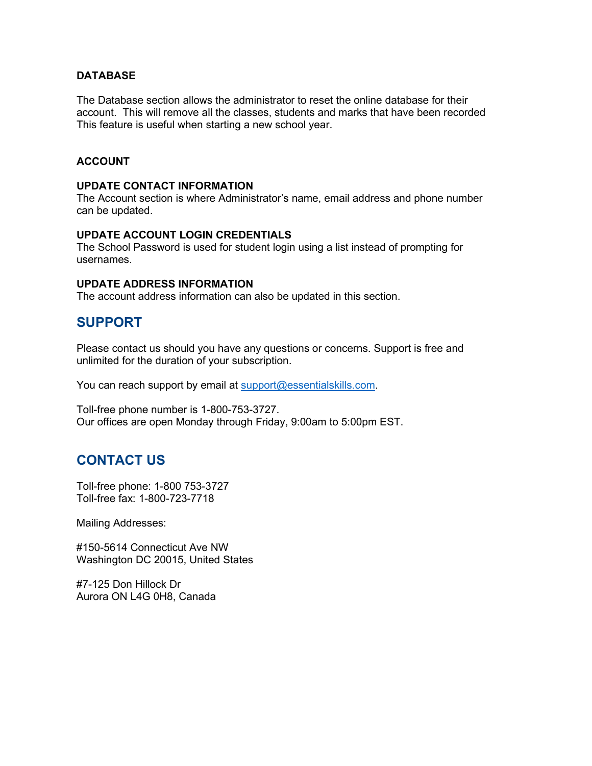### DATABASE

The Database section allows the administrator to reset the online database for their account. This will remove all the classes, students and marks that have been recorded This feature is useful when starting a new school year.

### ACCOUNT

**UPDATE CONTACT INFORMATION**
The Account section is where Administrator's name, email address and phone number can be updated.

**UPDATE ACCOUNT LOGIN CREDENTIALS**
The School Password is used for student login using a list instead of prompting for usernames.

**UPDATE ADDRESS INFORMATION**
The account address information can also be updated in this section.

## SUPPORT

Please contact us should you have any questions or concerns. Support is free and unlimited for the duration of your subscription.

You can reach support by email at support@essentialskills.com.

Toll-free phone number is 1-800-753-3727.
Our offices are open Monday through Friday, 9:00am to 5:00pm EST.

## CONTACT US

Toll-free phone: 1-800 753-3727
Toll-free fax: 1-800-723-7718

Mailing Addresses:

#150-5614 Connecticut Ave NW
Washington DC 20015, United States

#7-125 Don Hillock Dr
Aurora ON L4G 0H8, Canada